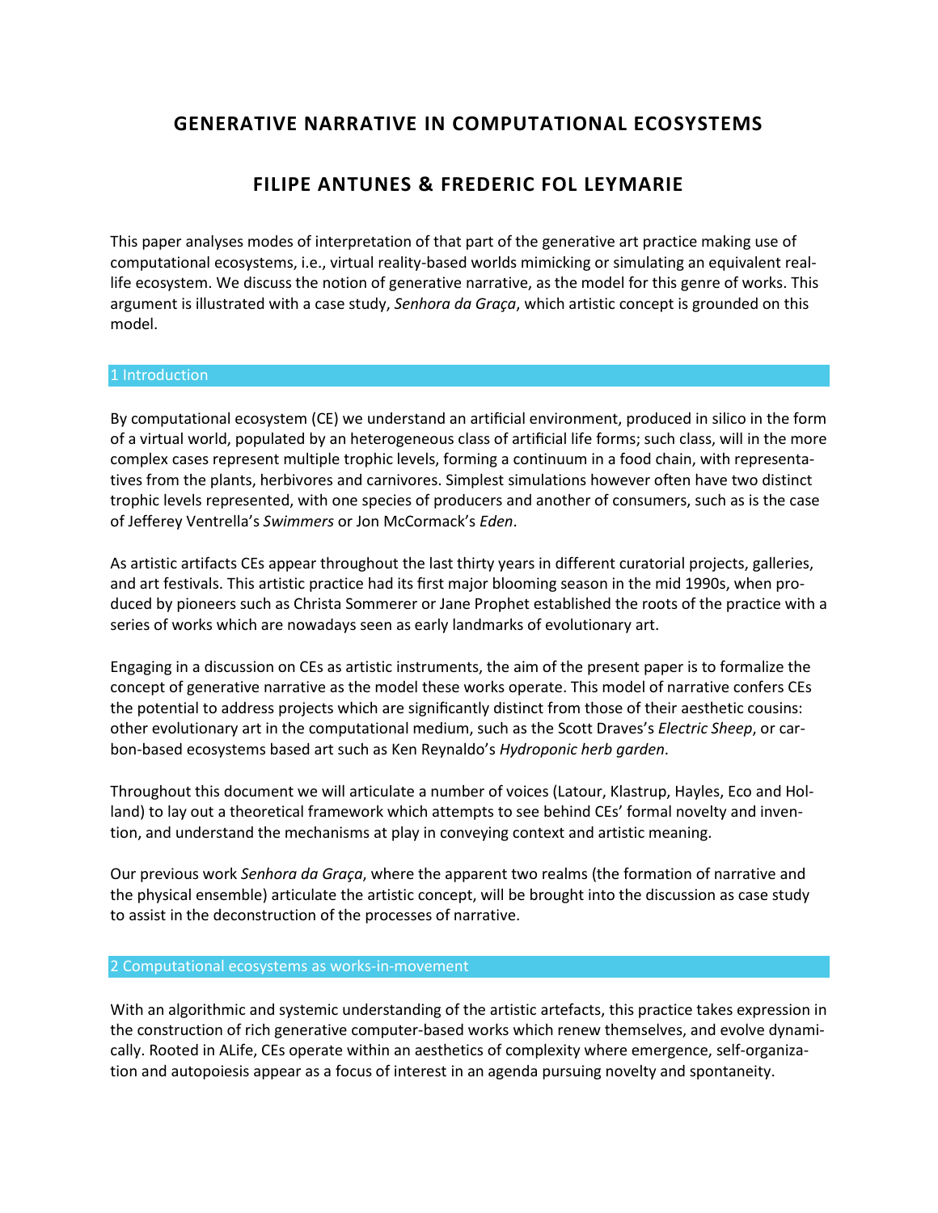# GENERATIVE NARRATIVE IN COMPUTATIONAL ECOSYSTEMS

## FILIPE ANTUNES & FREDERIC FOL LEYMARIE

This paper analyses modes of interpretation of that part of the generative art practice making use of computational ecosystems, i.e., virtual reality-based worlds mimicking or simulating an equivalent real-life ecosystem. We discuss the notion of generative narrative, as the model for this genre of works. This argument is illustrated with a case study, *Senhora da Graça*, which artistic concept is grounded on this model.

## 1 Introduction

By computational ecosystem (CE) we understand an artificial environment, produced in silico in the form of a virtual world, populated by an heterogeneous class of artificial life forms; such class, will in the more complex cases represent multiple trophic levels, forming a continuum in a food chain, with representatives from the plants, herbivores and carnivores. Simplest simulations however often have two distinct trophic levels represented, with one species of producers and another of consumers, such as is the case of Jefferey Ventrella's *Swimmers* or Jon McCormack's *Eden*.

As artistic artifacts CEs appear throughout the last thirty years in different curatorial projects, galleries, and art festivals. This artistic practice had its first major blooming season in the mid 1990s, when produced by pioneers such as Christa Sommerer or Jane Prophet established the roots of the practice with a series of works which are nowadays seen as early landmarks of evolutionary art.

Engaging in a discussion on CEs as artistic instruments, the aim of the present paper is to formalize the concept of generative narrative as the model these works operate. This model of narrative confers CEs the potential to address projects which are significantly distinct from those of their aesthetic cousins: other evolutionary art in the computational medium, such as the Scott Draves's *Electric Sheep*, or carbon-based ecosystems based art such as Ken Reynaldo's *Hydroponic herb garden*.

Throughout this document we will articulate a number of voices (Latour, Klastrup, Hayles, Eco and Holland) to lay out a theoretical framework which attempts to see behind CEs' formal novelty and invention, and understand the mechanisms at play in conveying context and artistic meaning.

Our previous work *Senhora da Graça*, where the apparent two realms (the formation of narrative and the physical ensemble) articulate the artistic concept, will be brought into the discussion as case study to assist in the deconstruction of the processes of narrative.

## 2 Computational ecosystems as works-in-movement

With an algorithmic and systemic understanding of the artistic artefacts, this practice takes expression in the construction of rich generative computer-based works which renew themselves, and evolve dynamically. Rooted in ALife, CEs operate within an aesthetics of complexity where emergence, self-organization and autopoiesis appear as a focus of interest in an agenda pursuing novelty and spontaneity.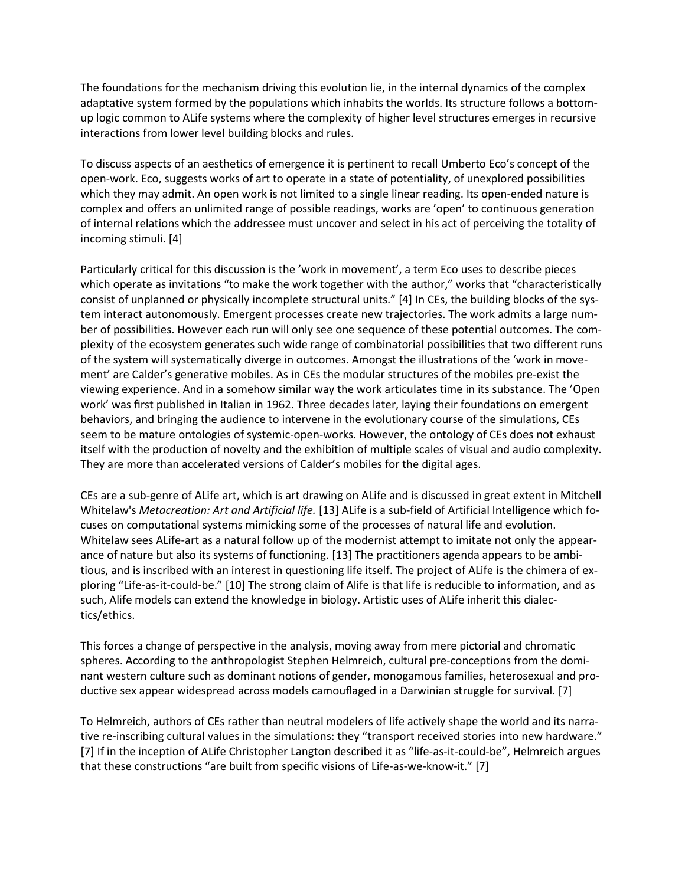The foundations for the mechanism driving this evolution lie, in the internal dynamics of the complex adaptative system formed by the populations which inhabits the worlds. Its structure follows a bottom-up logic common to ALife systems where the complexity of higher level structures emerges in recursive interactions from lower level building blocks and rules.

To discuss aspects of an aesthetics of emergence it is pertinent to recall Umberto Eco's concept of the open-work. Eco, suggests works of art to operate in a state of potentiality, of unexplored possibilities which they may admit. An open work is not limited to a single linear reading. Its open-ended nature is complex and offers an unlimited range of possible readings, works are 'open' to continuous generation of internal relations which the addressee must uncover and select in his act of perceiving the totality of incoming stimuli. [4]

Particularly critical for this discussion is the 'work in movement', a term Eco uses to describe pieces which operate as invitations "to make the work together with the author," works that "characteristically consist of unplanned or physically incomplete structural units." [4] In CEs, the building blocks of the system interact autonomously. Emergent processes create new trajectories. The work admits a large number of possibilities. However each run will only see one sequence of these potential outcomes. The complexity of the ecosystem generates such wide range of combinatorial possibilities that two different runs of the system will systematically diverge in outcomes. Amongst the illustrations of the 'work in movement' are Calder's generative mobiles. As in CEs the modular structures of the mobiles pre-exist the viewing experience. And in a somehow similar way the work articulates time in its substance. The 'Open work' was first published in Italian in 1962. Three decades later, laying their foundations on emergent behaviors, and bringing the audience to intervene in the evolutionary course of the simulations, CEs seem to be mature ontologies of systemic-open-works. However, the ontology of CEs does not exhaust itself with the production of novelty and the exhibition of multiple scales of visual and audio complexity. They are more than accelerated versions of Calder's mobiles for the digital ages.

CEs are a sub-genre of ALife art, which is art drawing on ALife and is discussed in great extent in Mitchell Whitelaw's *Metacreation: Art and Artificial life.* [13] ALife is a sub-field of Artificial Intelligence which focuses on computational systems mimicking some of the processes of natural life and evolution. Whitelaw sees ALife-art as a natural follow up of the modernist attempt to imitate not only the appearance of nature but also its systems of functioning. [13] The practitioners agenda appears to be ambitious, and is inscribed with an interest in questioning life itself. The project of ALife is the chimera of exploring "Life-as-it-could-be." [10] The strong claim of Alife is that life is reducible to information, and as such, Alife models can extend the knowledge in biology. Artistic uses of ALife inherit this dialectics/ethics.

This forces a change of perspective in the analysis, moving away from mere pictorial and chromatic spheres. According to the anthropologist Stephen Helmreich, cultural pre-conceptions from the dominant western culture such as dominant notions of gender, monogamous families, heterosexual and productive sex appear widespread across models camouflaged in a Darwinian struggle for survival. [7]

To Helmreich, authors of CEs rather than neutral modelers of life actively shape the world and its narrative re-inscribing cultural values in the simulations: they "transport received stories into new hardware." [7] If in the inception of ALife Christopher Langton described it as "life-as-it-could-be", Helmreich argues that these constructions "are built from specific visions of Life-as-we-know-it." [7]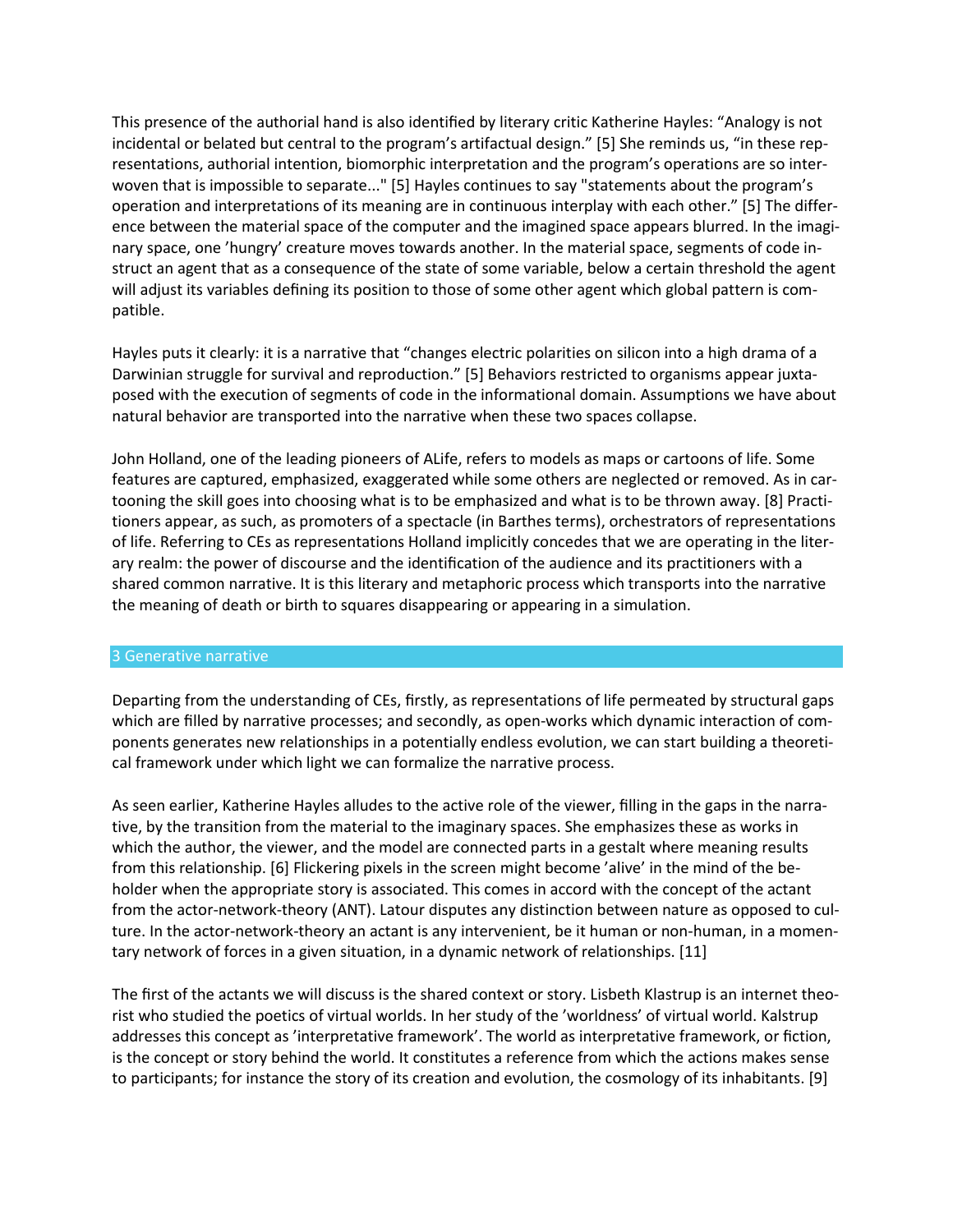This presence of the authorial hand is also identified by literary critic Katherine Hayles: "Analogy is not incidental or belated but central to the program's artifactual design." [5] She reminds us, "in these representations, authorial intention, biomorphic interpretation and the program's operations are so interwoven that is impossible to separate..." [5] Hayles continues to say "statements about the program's operation and interpretations of its meaning are in continuous interplay with each other." [5] The difference between the material space of the computer and the imagined space appears blurred. In the imaginary space, one 'hungry' creature moves towards another. In the material space, segments of code instruct an agent that as a consequence of the state of some variable, below a certain threshold the agent will adjust its variables defining its position to those of some other agent which global pattern is compatible.

Hayles puts it clearly: it is a narrative that "changes electric polarities on silicon into a high drama of a Darwinian struggle for survival and reproduction." [5] Behaviors restricted to organisms appear juxtaposed with the execution of segments of code in the informational domain. Assumptions we have about natural behavior are transported into the narrative when these two spaces collapse.

John Holland, one of the leading pioneers of ALife, refers to models as maps or cartoons of life. Some features are captured, emphasized, exaggerated while some others are neglected or removed. As in cartooning the skill goes into choosing what is to be emphasized and what is to be thrown away. [8] Practitioners appear, as such, as promoters of a spectacle (in Barthes terms), orchestrators of representations of life. Referring to CEs as representations Holland implicitly concedes that we are operating in the literary realm: the power of discourse and the identification of the audience and its practitioners with a shared common narrative. It is this literary and metaphoric process which transports into the narrative the meaning of death or birth to squares disappearing or appearing in a simulation.

## 3 Generative narrative

Departing from the understanding of CEs, firstly, as representations of life permeated by structural gaps which are filled by narrative processes; and secondly, as open-works which dynamic interaction of components generates new relationships in a potentially endless evolution, we can start building a theoretical framework under which light we can formalize the narrative process.

As seen earlier, Katherine Hayles alludes to the active role of the viewer, filling in the gaps in the narrative, by the transition from the material to the imaginary spaces. She emphasizes these as works in which the author, the viewer, and the model are connected parts in a gestalt where meaning results from this relationship. [6] Flickering pixels in the screen might become 'alive' in the mind of the beholder when the appropriate story is associated. This comes in accord with the concept of the actant from the actor-network-theory (ANT). Latour disputes any distinction between nature as opposed to culture. In the actor-network-theory an actant is any intervenient, be it human or non-human, in a momentary network of forces in a given situation, in a dynamic network of relationships. [11]

The first of the actants we will discuss is the shared context or story. Lisbeth Klastrup is an internet theorist who studied the poetics of virtual worlds. In her study of the 'worldness' of virtual world. Kalstrup addresses this concept as 'interpretative framework'. The world as interpretative framework, or fiction, is the concept or story behind the world. It constitutes a reference from which the actions makes sense to participants; for instance the story of its creation and evolution, the cosmology of its inhabitants. [9]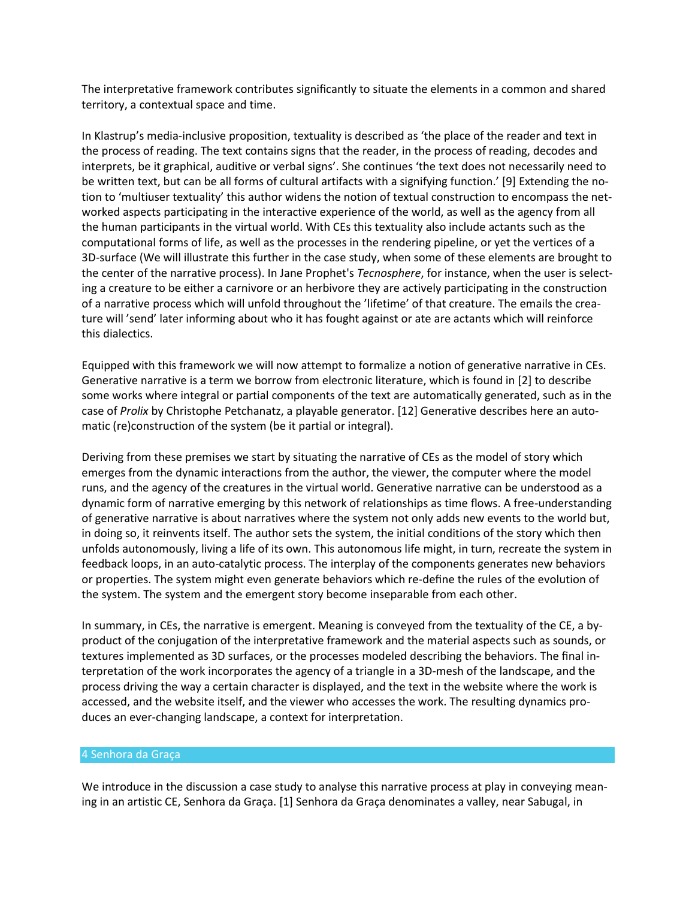The interpretative framework contributes significantly to situate the elements in a common and shared territory, a contextual space and time.

In Klastrup's media-inclusive proposition, textuality is described as 'the place of the reader and text in the process of reading. The text contains signs that the reader, in the process of reading, decodes and interprets, be it graphical, auditive or verbal signs'. She continues 'the text does not necessarily need to be written text, but can be all forms of cultural artifacts with a signifying function.' [9] Extending the notion to 'multiuser textuality' this author widens the notion of textual construction to encompass the networked aspects participating in the interactive experience of the world, as well as the agency from all the human participants in the virtual world. With CEs this textuality also include actants such as the computational forms of life, as well as the processes in the rendering pipeline, or yet the vertices of a 3D-surface (We will illustrate this further in the case study, when some of these elements are brought to the center of the narrative process). In Jane Prophet's *Tecnosphere*, for instance, when the user is selecting a creature to be either a carnivore or an herbivore they are actively participating in the construction of a narrative process which will unfold throughout the 'lifetime' of that creature. The emails the creature will 'send' later informing about who it has fought against or ate are actants which will reinforce this dialectics.

Equipped with this framework we will now attempt to formalize a notion of generative narrative in CEs. Generative narrative is a term we borrow from electronic literature, which is found in [2] to describe some works where integral or partial components of the text are automatically generated, such as in the case of *Prolix* by Christophe Petchanatz, a playable generator. [12] Generative describes here an automatic (re)construction of the system (be it partial or integral).

Deriving from these premises we start by situating the narrative of CEs as the model of story which emerges from the dynamic interactions from the author, the viewer, the computer where the model runs, and the agency of the creatures in the virtual world. Generative narrative can be understood as a dynamic form of narrative emerging by this network of relationships as time flows. A free-understanding of generative narrative is about narratives where the system not only adds new events to the world but, in doing so, it reinvents itself. The author sets the system, the initial conditions of the story which then unfolds autonomously, living a life of its own. This autonomous life might, in turn, recreate the system in feedback loops, in an auto-catalytic process. The interplay of the components generates new behaviors or properties. The system might even generate behaviors which re-define the rules of the evolution of the system. The system and the emergent story become inseparable from each other.

In summary, in CEs, the narrative is emergent. Meaning is conveyed from the textuality of the CE, a by-product of the conjugation of the interpretative framework and the material aspects such as sounds, or textures implemented as 3D surfaces, or the processes modeled describing the behaviors. The final interpretation of the work incorporates the agency of a triangle in a 3D-mesh of the landscape, and the process driving the way a certain character is displayed, and the text in the website where the work is accessed, and the website itself, and the viewer who accesses the work. The resulting dynamics produces an ever-changing landscape, a context for interpretation.

## 4 Senhora da Graça

We introduce in the discussion a case study to analyse this narrative process at play in conveying meaning in an artistic CE, Senhora da Graça. [1] Senhora da Graça denominates a valley, near Sabugal, in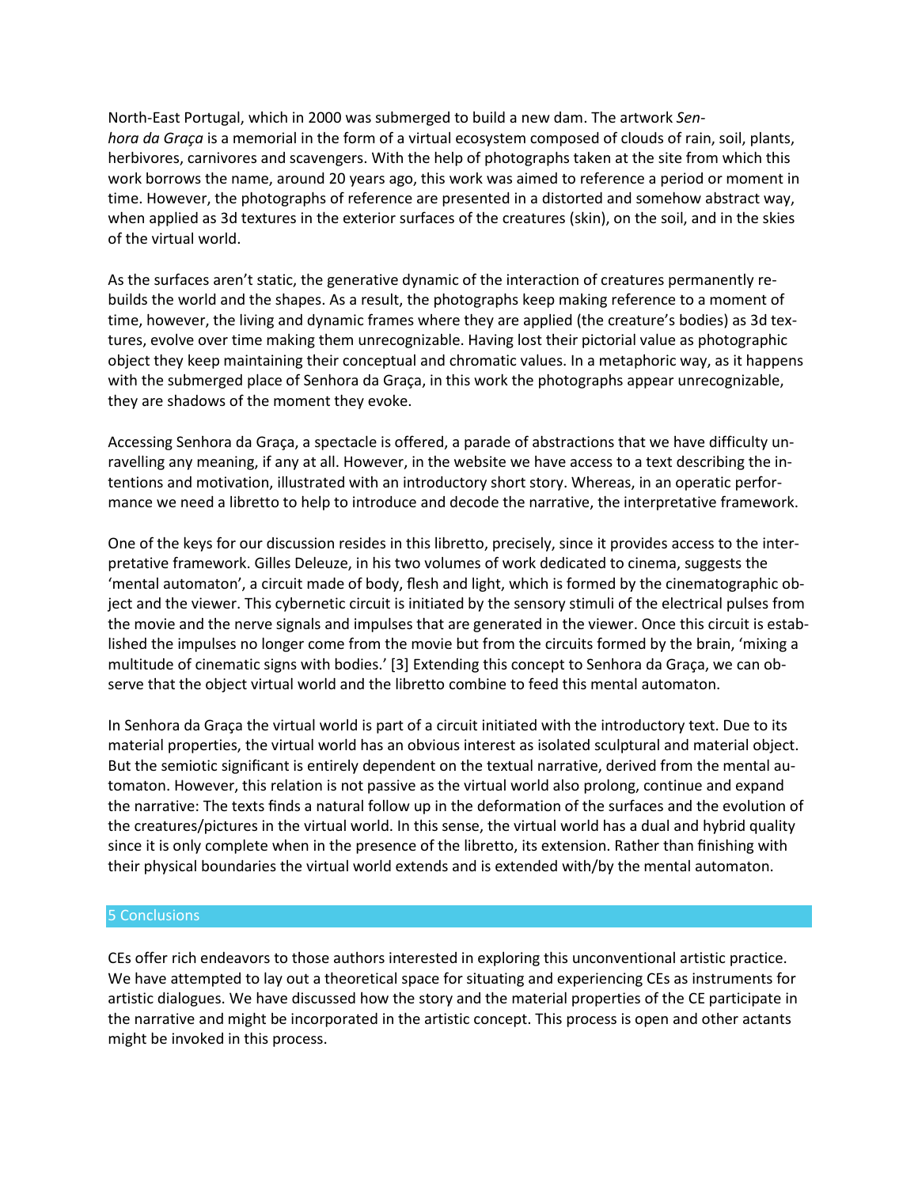North-East Portugal, which in 2000 was submerged to build a new dam. The artwork *Senhora da Graça* is a memorial in the form of a virtual ecosystem composed of clouds of rain, soil, plants, herbivores, carnivores and scavengers. With the help of photographs taken at the site from which this work borrows the name, around 20 years ago, this work was aimed to reference a period or moment in time. However, the photographs of reference are presented in a distorted and somehow abstract way, when applied as 3d textures in the exterior surfaces of the creatures (skin), on the soil, and in the skies of the virtual world.

As the surfaces aren't static, the generative dynamic of the interaction of creatures permanently rebuilds the world and the shapes. As a result, the photographs keep making reference to a moment of time, however, the living and dynamic frames where they are applied (the creature's bodies) as 3d textures, evolve over time making them unrecognizable. Having lost their pictorial value as photographic object they keep maintaining their conceptual and chromatic values. In a metaphoric way, as it happens with the submerged place of Senhora da Graça, in this work the photographs appear unrecognizable, they are shadows of the moment they evoke.

Accessing Senhora da Graça, a spectacle is offered, a parade of abstractions that we have difficulty unravelling any meaning, if any at all. However, in the website we have access to a text describing the intentions and motivation, illustrated with an introductory short story. Whereas, in an operatic performance we need a libretto to help to introduce and decode the narrative, the interpretative framework.

One of the keys for our discussion resides in this libretto, precisely, since it provides access to the interpretative framework. Gilles Deleuze, in his two volumes of work dedicated to cinema, suggests the 'mental automaton', a circuit made of body, flesh and light, which is formed by the cinematographic object and the viewer. This cybernetic circuit is initiated by the sensory stimuli of the electrical pulses from the movie and the nerve signals and impulses that are generated in the viewer. Once this circuit is established the impulses no longer come from the movie but from the circuits formed by the brain, 'mixing a multitude of cinematic signs with bodies.' [3] Extending this concept to Senhora da Graça, we can observe that the object virtual world and the libretto combine to feed this mental automaton.

In Senhora da Graça the virtual world is part of a circuit initiated with the introductory text. Due to its material properties, the virtual world has an obvious interest as isolated sculptural and material object. But the semiotic significant is entirely dependent on the textual narrative, derived from the mental automaton. However, this relation is not passive as the virtual world also prolong, continue and expand the narrative: The texts finds a natural follow up in the deformation of the surfaces and the evolution of the creatures/pictures in the virtual world. In this sense, the virtual world has a dual and hybrid quality since it is only complete when in the presence of the libretto, its extension. Rather than finishing with their physical boundaries the virtual world extends and is extended with/by the mental automaton.

## 5 Conclusions

CEs offer rich endeavors to those authors interested in exploring this unconventional artistic practice. We have attempted to lay out a theoretical space for situating and experiencing CEs as instruments for artistic dialogues. We have discussed how the story and the material properties of the CE participate in the narrative and might be incorporated in the artistic concept. This process is open and other actants might be invoked in this process.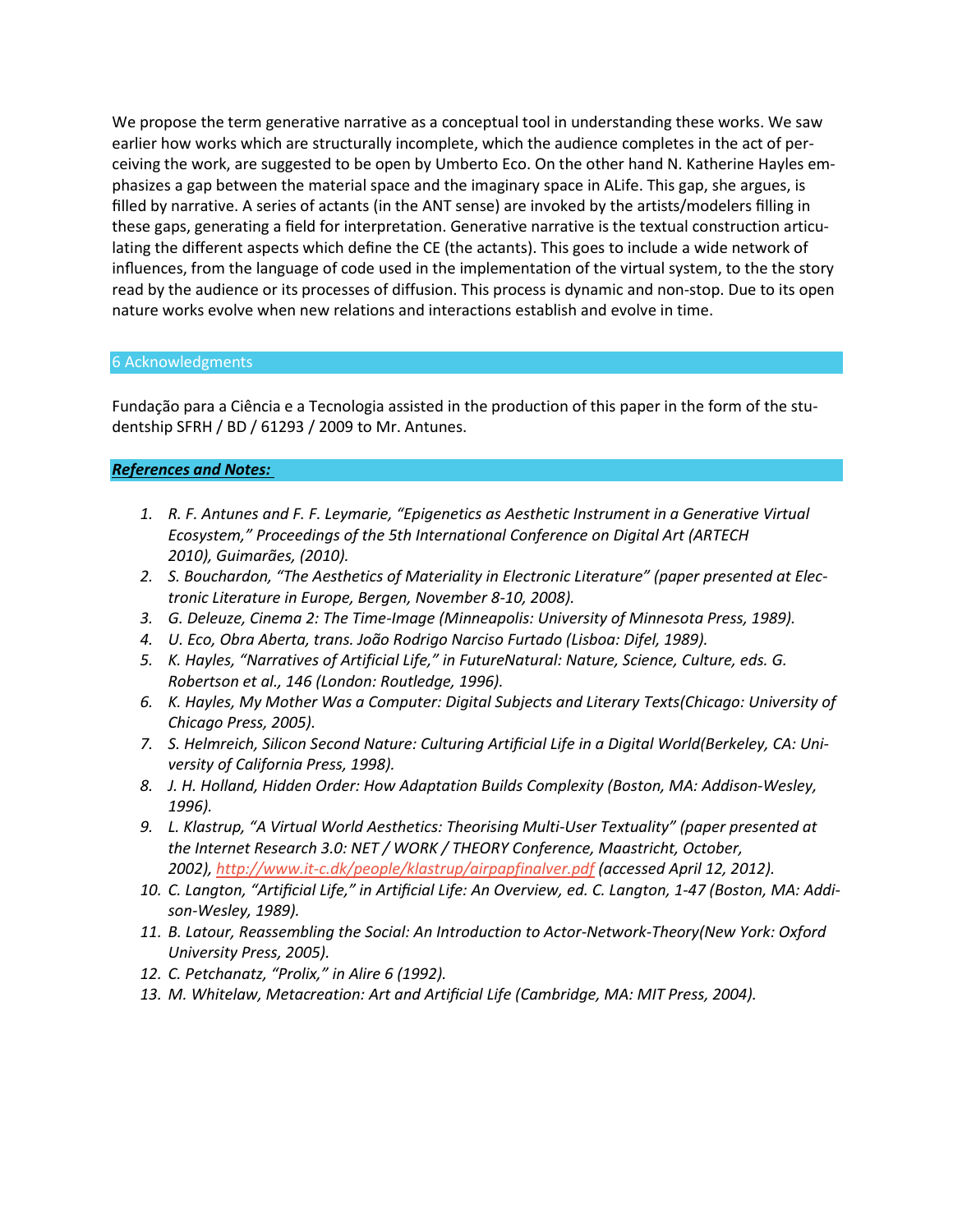We propose the term generative narrative as a conceptual tool in understanding these works. We saw earlier how works which are structurally incomplete, which the audience completes in the act of perceiving the work, are suggested to be open by Umberto Eco. On the other hand N. Katherine Hayles emphasizes a gap between the material space and the imaginary space in ALife. This gap, she argues, is filled by narrative. A series of actants (in the ANT sense) are invoked by the artists/modelers filling in these gaps, generating a field for interpretation. Generative narrative is the textual construction articulating the different aspects which define the CE (the actants). This goes to include a wide network of influences, from the language of code used in the implementation of the virtual system, to the the story read by the audience or its processes of diffusion. This process is dynamic and non-stop. Due to its open nature works evolve when new relations and interactions establish and evolve in time.

## 6 Acknowledgments

Fundação para a Ciência e a Tecnologia assisted in the production of this paper in the form of the studentship SFRH / BD / 61293 / 2009 to Mr. Antunes.

## ***References and Notes:***

1. *R. F. Antunes and F. F. Leymarie, "Epigenetics as Aesthetic Instrument in a Generative Virtual Ecosystem," Proceedings of the 5th International Conference on Digital Art (ARTECH 2010), Guimarães, (2010).*
2. *S. Bouchardon, "The Aesthetics of Materiality in Electronic Literature" (paper presented at Electronic Literature in Europe, Bergen, November 8-10, 2008).*
3. *G. Deleuze, Cinema 2: The Time-Image (Minneapolis: University of Minnesota Press, 1989).*
4. *U. Eco, Obra Aberta, trans. João Rodrigo Narciso Furtado (Lisboa: Difel, 1989).*
5. *K. Hayles, "Narratives of Artificial Life," in FutureNatural: Nature, Science, Culture, eds. G. Robertson et al., 146 (London: Routledge, 1996).*
6. *K. Hayles, My Mother Was a Computer: Digital Subjects and Literary Texts(Chicago: University of Chicago Press, 2005).*
7. *S. Helmreich, Silicon Second Nature: Culturing Artificial Life in a Digital World(Berkeley, CA: University of California Press, 1998).*
8. *J. H. Holland, Hidden Order: How Adaptation Builds Complexity (Boston, MA: Addison-Wesley, 1996).*
9. *L. Klastrup, "A Virtual World Aesthetics: Theorising Multi-User Textuality" (paper presented at the Internet Research 3.0: NET / WORK / THEORY Conference, Maastricht, October, 2002), http://www.it-c.dk/people/klastrup/airpapfinalver.pdf (accessed April 12, 2012).*
10. *C. Langton, "Artificial Life," in Artificial Life: An Overview, ed. C. Langton, 1-47 (Boston, MA: Addison-Wesley, 1989).*
11. *B. Latour, Reassembling the Social: An Introduction to Actor-Network-Theory(New York: Oxford University Press, 2005).*
12. *C. Petchanatz, "Prolix," in Alire 6 (1992).*
13. *M. Whitelaw, Metacreation: Art and Artificial Life (Cambridge, MA: MIT Press, 2004).*